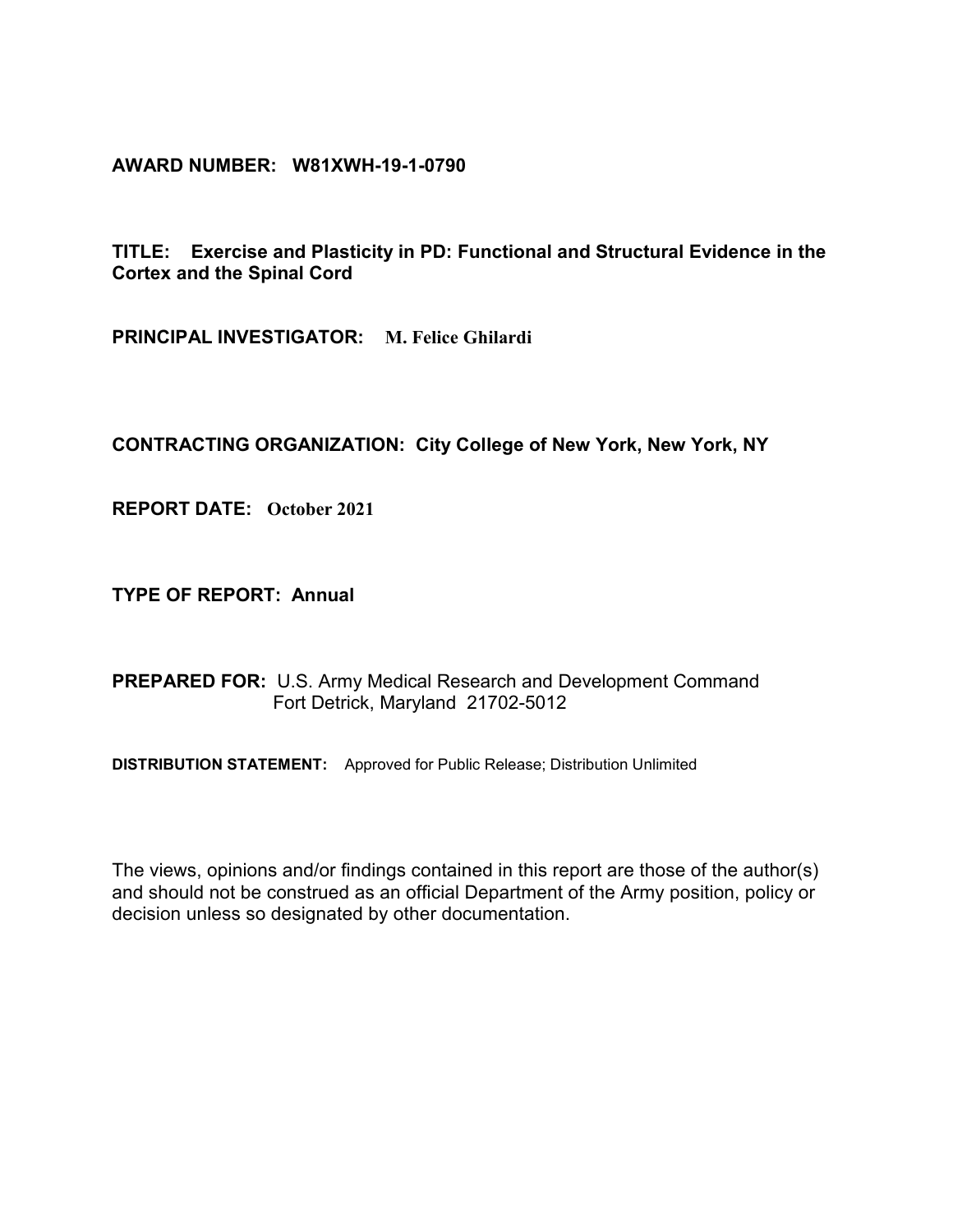**AWARD NUMBER:** W81XWH-19-1-0790

**TITLE:** Exercise and Plasticity in PD: Functional and Structural Evidence in the Cortex and the Spinal Cord

**PRINCIPAL INVESTIGATOR:** M. Felice Ghilardi

**CONTRACTING ORGANIZATION:** City College of New York, New York, NY

**REPORT DATE:** October 2021

**TYPE OF REPORT:** Annual

**PREPARED FOR:** U.S. Army Medical Research and Development Command
Fort Detrick, Maryland 21702-5012

**DISTRIBUTION STATEMENT:** Approved for Public Release; Distribution Unlimited

The views, opinions and/or findings contained in this report are those of the author(s) and should not be construed as an official Department of the Army position, policy or decision unless so designated by other documentation.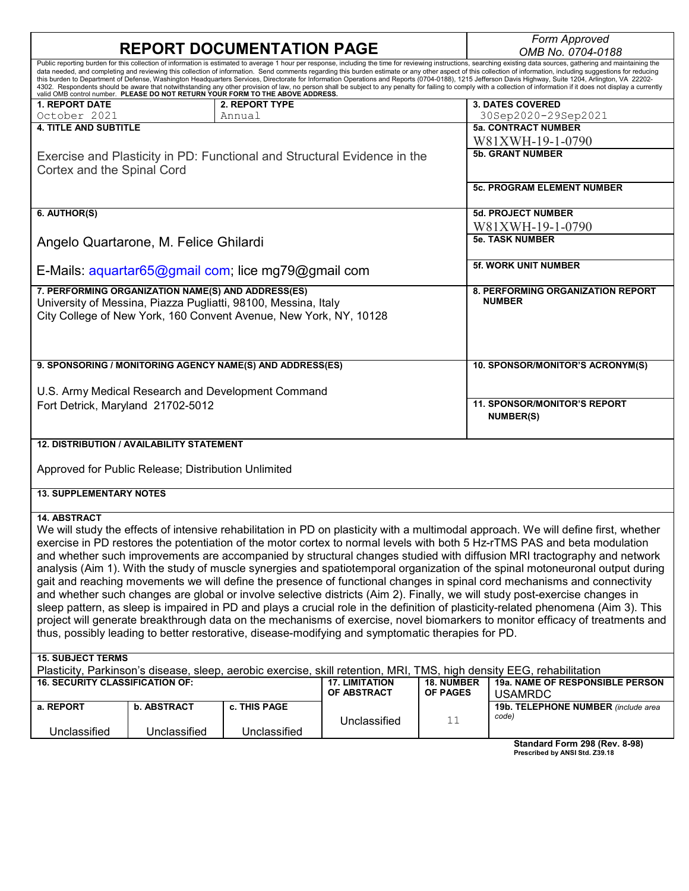# REPORT DOCUMENTATION PAGE

*Form Approved*
*OMB No. 0704-0188*

Public reporting burden for this collection of information is estimated to average 1 hour per response, including the time for reviewing instructions, searching existing data sources, gathering and maintaining the data needed, and completing and reviewing this collection of information. Send comments regarding this burden estimate or any other aspect of this collection of information, including suggestions for reducing this burden to Department of Defense, Washington Headquarters Services, Directorate for Information Operations and Reports (0704-0188), 1215 Jefferson Davis Highway, Suite 1204, Arlington, VA 22202-4302. Respondents should be aware that notwithstanding any other provision of law, no person shall be subject to any penalty for failing to comply with a collection of information if it does not display a currently valid OMB control number. **PLEASE DO NOT RETURN YOUR FORM TO THE ABOVE ADDRESS.**

| **1. REPORT DATE** | **2. REPORT TYPE** | **3. DATES COVERED** |
|---|---|---|
| October 2021 | Annual | 30Sep2020-29Sep2021 |

**4. TITLE AND SUBTITLE**

Exercise and Plasticity in PD: Functional and Structural Evidence in the Cortex and the Spinal Cord

**5a. CONTRACT NUMBER** W81XWH-19-1-0790

**5b. GRANT NUMBER**

**5c. PROGRAM ELEMENT NUMBER**

**6. AUTHOR(S)**

Angelo Quartarone, M. Felice Ghilardi

E-Mails: aquartar65@gmail com; lice mg79@gmail com

**5d. PROJECT NUMBER** W81XWH-19-1-0790

**5e. TASK NUMBER**

**5f. WORK UNIT NUMBER**

**7. PERFORMING ORGANIZATION NAME(S) AND ADDRESS(ES)**

University of Messina, Piazza Pugliatti, 98100, Messina, Italy
City College of New York, 160 Convent Avenue, New York, NY, 10128

**8. PERFORMING ORGANIZATION REPORT NUMBER**

**9. SPONSORING / MONITORING AGENCY NAME(S) AND ADDRESS(ES)**

U.S. Army Medical Research and Development Command
Fort Detrick, Maryland 21702-5012

**10. SPONSOR/MONITOR'S ACRONYM(S)**

**11. SPONSOR/MONITOR'S REPORT NUMBER(S)**

**12. DISTRIBUTION / AVAILABILITY STATEMENT**

Approved for Public Release; Distribution Unlimited

**13. SUPPLEMENTARY NOTES**

**14. ABSTRACT**

We will study the effects of intensive rehabilitation in PD on plasticity with a multimodal approach. We will define first, whether exercise in PD restores the potentiation of the motor cortex to normal levels with both 5 Hz-rTMS PAS and beta modulation and whether such improvements are accompanied by structural changes studied with diffusion MRI tractography and network analysis (Aim 1). With the study of muscle synergies and spatiotemporal organization of the spinal motoneuronal output during gait and reaching movements we will define the presence of functional changes in spinal cord mechanisms and connectivity and whether such changes are global or involve selective districts (Aim 2). Finally, we will study post-exercise changes in sleep pattern, as sleep is impaired in PD and plays a crucial role in the definition of plasticity-related phenomena (Aim 3). This project will generate breakthrough data on the mechanisms of exercise, novel biomarkers to monitor efficacy of treatments and thus, possibly leading to better restorative, disease-modifying and symptomatic therapies for PD.

**15. SUBJECT TERMS**

Plasticity, Parkinson's disease, sleep, aerobic exercise, skill retention, MRI, TMS, high density EEG, rehabilitation

| **16. SECURITY CLASSIFICATION OF:** | | | **17. LIMITATION OF ABSTRACT** | **18. NUMBER OF PAGES** | **19a. NAME OF RESPONSIBLE PERSON** USAMRDC |
|---|---|---|---|---|---|
| **a. REPORT** | **b. ABSTRACT** | **c. THIS PAGE** | | | **19b. TELEPHONE NUMBER** *(include area code)* |
| Unclassified | Unclassified | Unclassified | Unclassified | 11 | |

**Standard Form 298 (Rev. 8-98)**
**Prescribed by ANSI Std. Z39.18**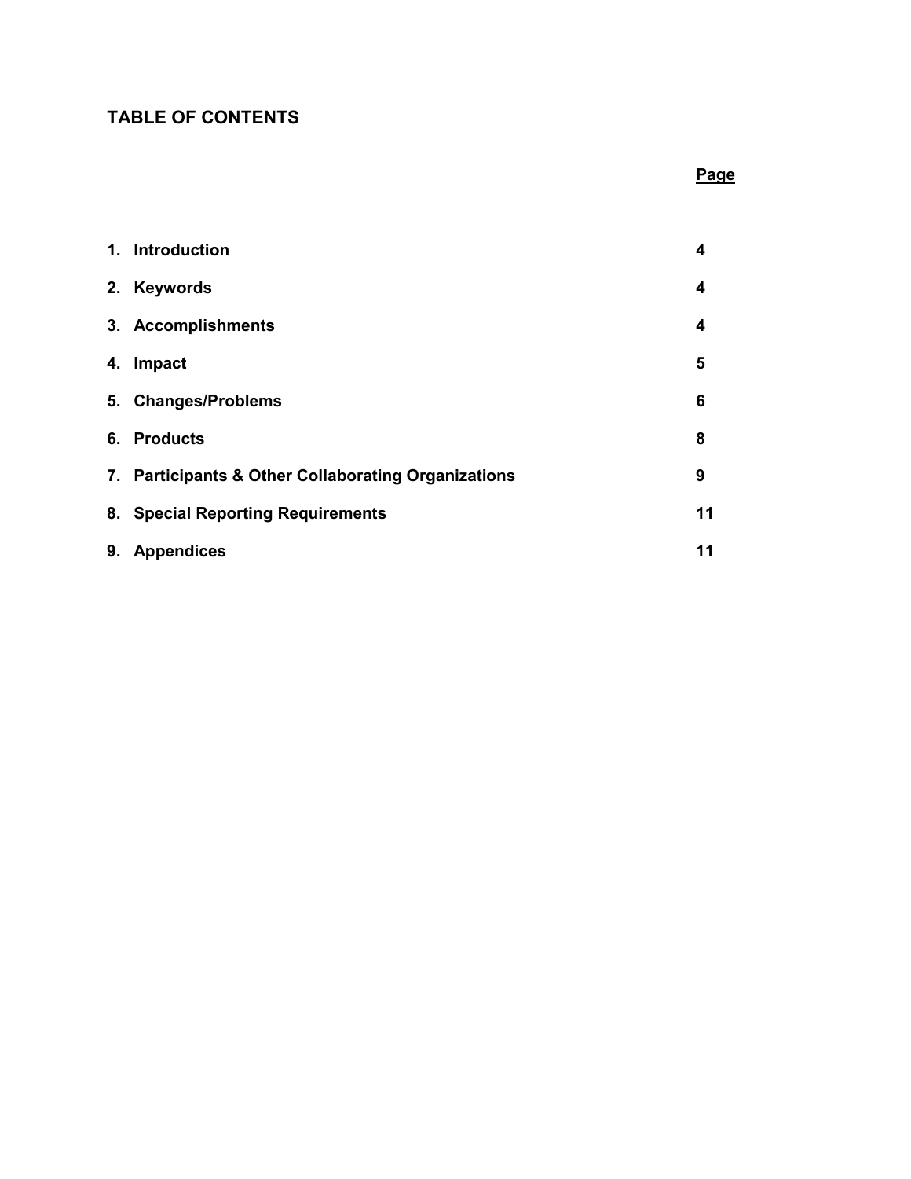## TABLE OF CONTENTS

| | Page |
|---|---|
| **1. Introduction** | **4** |
| **2. Keywords** | **4** |
| **3. Accomplishments** | **4** |
| **4. Impact** | **5** |
| **5. Changes/Problems** | **6** |
| **6. Products** | **8** |
| **7. Participants & Other Collaborating Organizations** | **9** |
| **8. Special Reporting Requirements** | **11** |
| **9. Appendices** | **11** |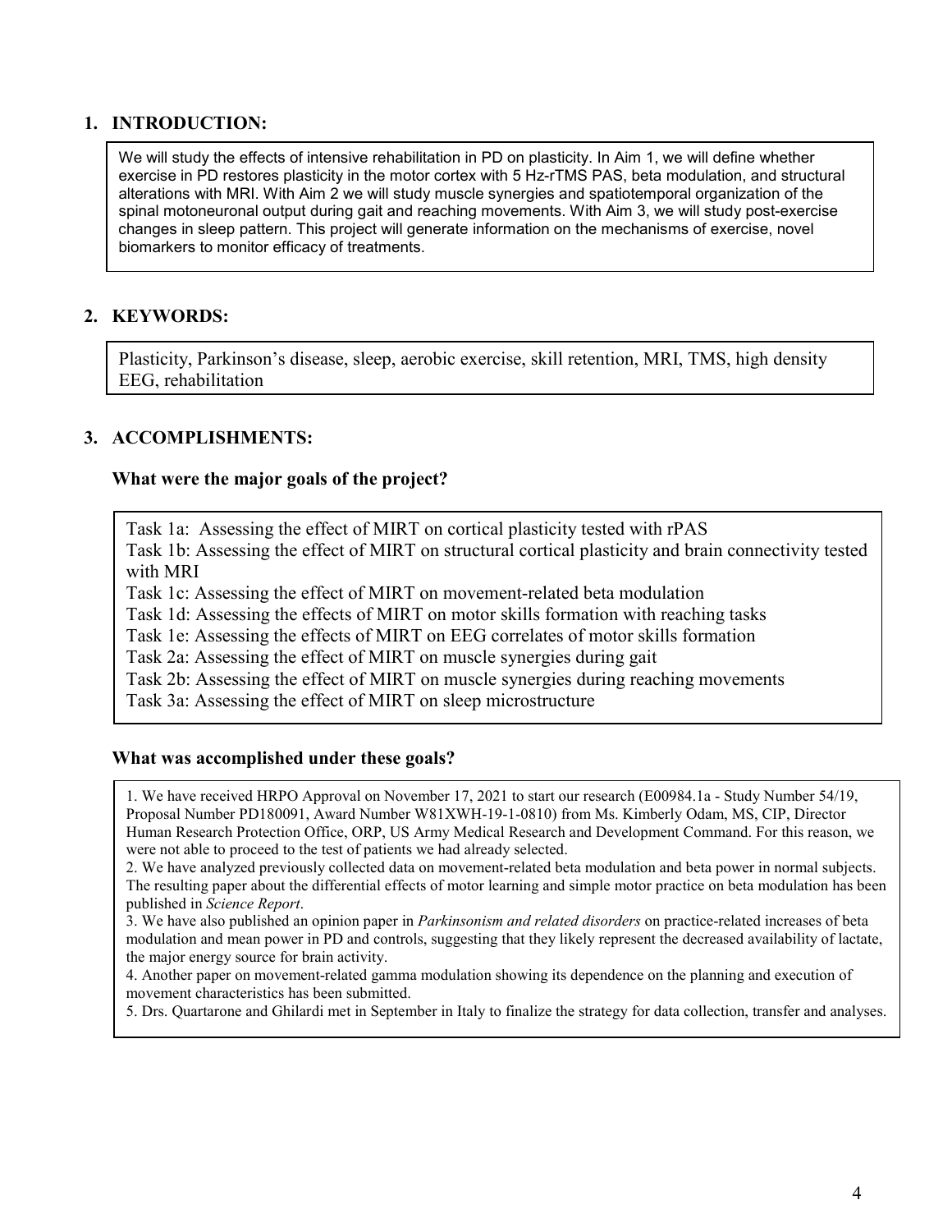## 1. INTRODUCTION:

We will study the effects of intensive rehabilitation in PD on plasticity. In Aim 1, we will define whether exercise in PD restores plasticity in the motor cortex with 5 Hz-rTMS PAS, beta modulation, and structural alterations with MRI. With Aim 2 we will study muscle synergies and spatiotemporal organization of the spinal motoneuronal output during gait and reaching movements. With Aim 3, we will study post-exercise changes in sleep pattern. This project will generate information on the mechanisms of exercise, novel biomarkers to monitor efficacy of treatments.

## 2. KEYWORDS:

Plasticity, Parkinson's disease, sleep, aerobic exercise, skill retention, MRI, TMS, high density EEG, rehabilitation

## 3. ACCOMPLISHMENTS:

### What were the major goals of the project?

Task 1a: Assessing the effect of MIRT on cortical plasticity tested with rPAS
Task 1b: Assessing the effect of MIRT on structural cortical plasticity and brain connectivity tested with MRI
Task 1c: Assessing the effect of MIRT on movement-related beta modulation
Task 1d: Assessing the effects of MIRT on motor skills formation with reaching tasks
Task 1e: Assessing the effects of MIRT on EEG correlates of motor skills formation
Task 2a: Assessing the effect of MIRT on muscle synergies during gait
Task 2b: Assessing the effect of MIRT on muscle synergies during reaching movements
Task 3a: Assessing the effect of MIRT on sleep microstructure

### What was accomplished under these goals?

1. We have received HRPO Approval on November 17, 2021 to start our research (E00984.1a - Study Number 54/19, Proposal Number PD180091, Award Number W81XWH-19-1-0810) from Ms. Kimberly Odam, MS, CIP, Director Human Research Protection Office, ORP, US Army Medical Research and Development Command. For this reason, we were not able to proceed to the test of patients we had already selected.
2. We have analyzed previously collected data on movement-related beta modulation and beta power in normal subjects. The resulting paper about the differential effects of motor learning and simple motor practice on beta modulation has been published in *Science Report*.
3. We have also published an opinion paper in *Parkinsonism and related disorders* on practice-related increases of beta modulation and mean power in PD and controls, suggesting that they likely represent the decreased availability of lactate, the major energy source for brain activity.
4. Another paper on movement-related gamma modulation showing its dependence on the planning and execution of movement characteristics has been submitted.
5. Drs. Quartarone and Ghilardi met in September in Italy to finalize the strategy for data collection, transfer and analyses.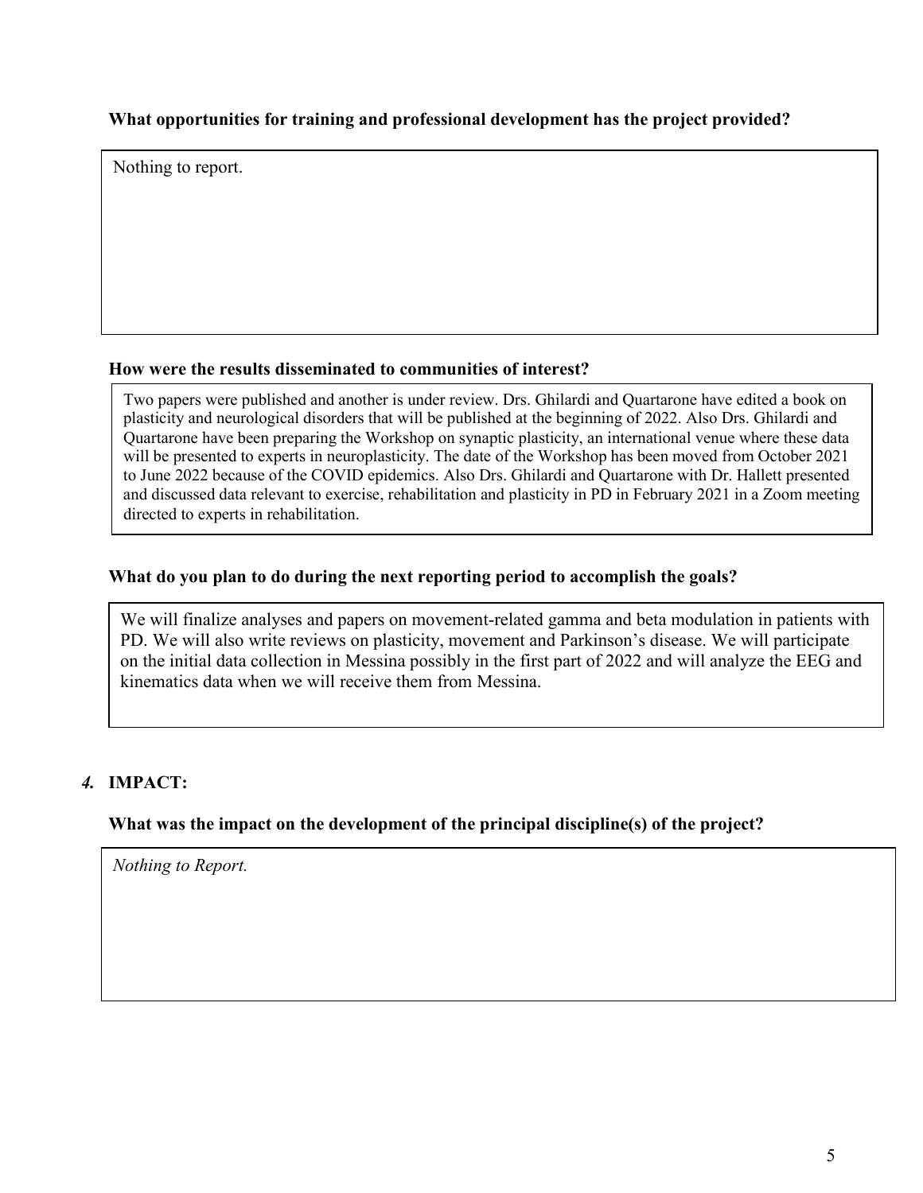**What opportunities for training and professional development has the project provided?**

Nothing to report.

**How were the results disseminated to communities of interest?**

Two papers were published and another is under review. Drs. Ghilardi and Quartarone have edited a book on plasticity and neurological disorders that will be published at the beginning of 2022. Also Drs. Ghilardi and Quartarone have been preparing the Workshop on synaptic plasticity, an international venue where these data will be presented to experts in neuroplasticity. The date of the Workshop has been moved from October 2021 to June 2022 because of the COVID epidemics. Also Drs. Ghilardi and Quartarone with Dr. Hallett presented and discussed data relevant to exercise, rehabilitation and plasticity in PD in February 2021 in a Zoom meeting directed to experts in rehabilitation.

**What do you plan to do during the next reporting period to accomplish the goals?**

We will finalize analyses and papers on movement-related gamma and beta modulation in patients with PD. We will also write reviews on plasticity, movement and Parkinson's disease. We will participate on the initial data collection in Messina possibly in the first part of 2022 and will analyze the EEG and kinematics data when we will receive them from Messina.

## *4.* IMPACT:

**What was the impact on the development of the principal discipline(s) of the project?**

*Nothing to Report.*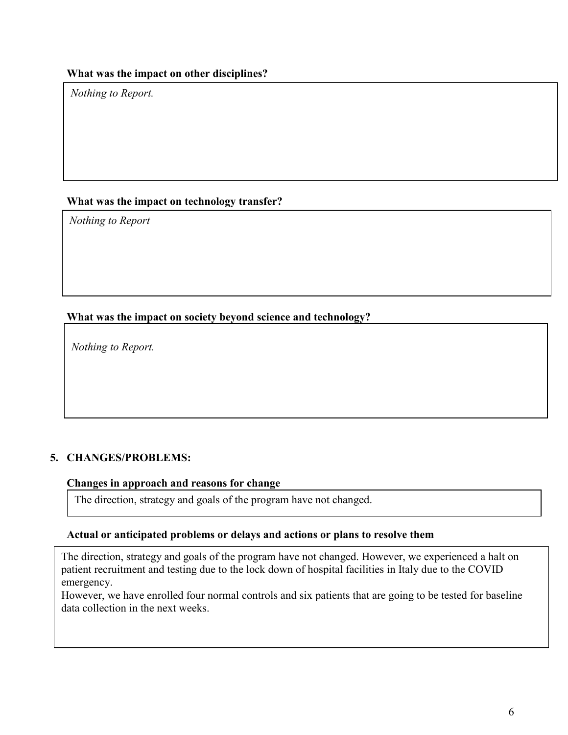**What was the impact on other disciplines?**

*Nothing to Report.*

**What was the impact on technology transfer?**

*Nothing to Report*

**What was the impact on society beyond science and technology?**

*Nothing to Report.*

## 5. CHANGES/PROBLEMS:

**Changes in approach and reasons for change**

The direction, strategy and goals of the program have not changed.

**Actual or anticipated problems or delays and actions or plans to resolve them**

The direction, strategy and goals of the program have not changed. However, we experienced a halt on patient recruitment and testing due to the lock down of hospital facilities in Italy due to the COVID emergency.
However, we have enrolled four normal controls and six patients that are going to be tested for baseline data collection in the next weeks.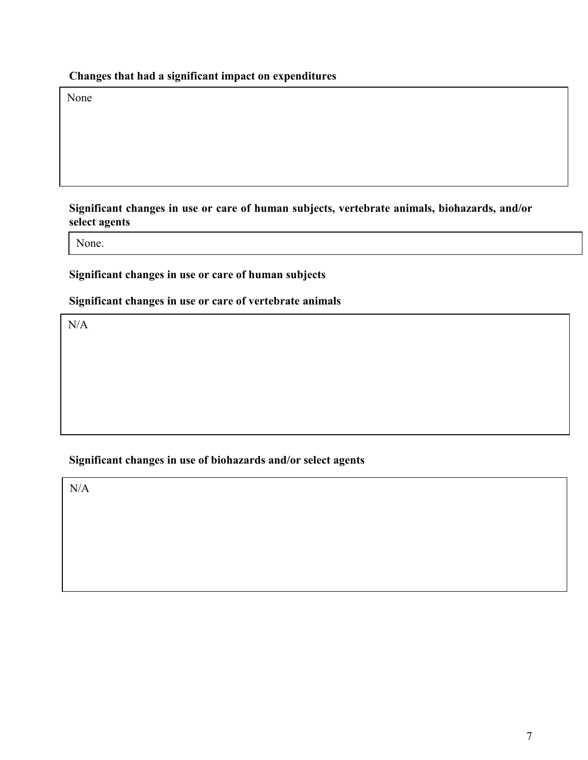**Changes that had a significant impact on expenditures**

None

**Significant changes in use or care of human subjects, vertebrate animals, biohazards, and/or select agents**

None.

**Significant changes in use or care of human subjects**

**Significant changes in use or care of vertebrate animals**

N/A

**Significant changes in use of biohazards and/or select agents**

N/A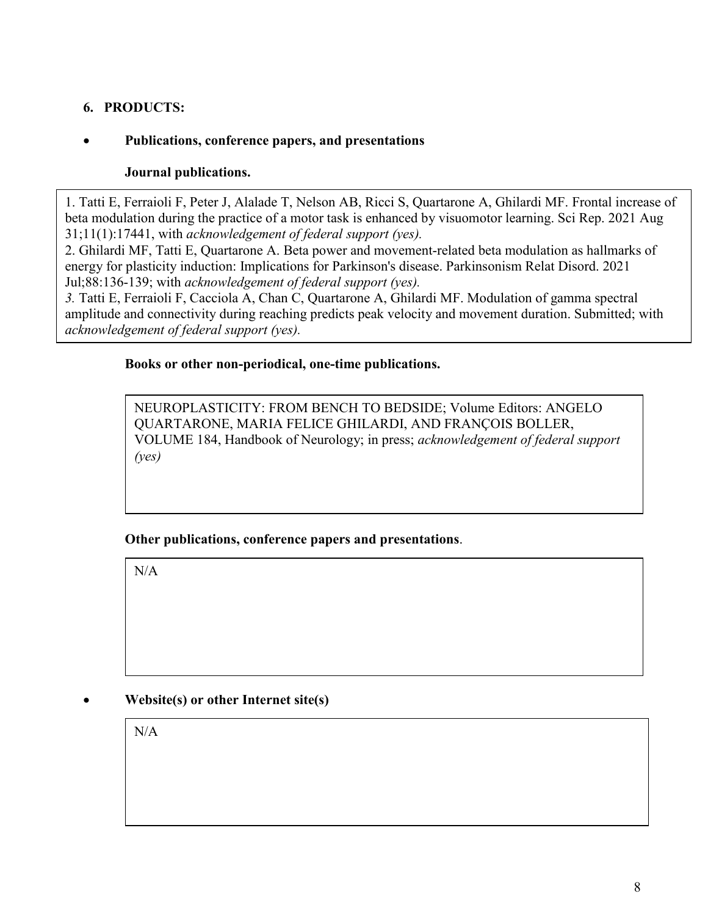## 6. PRODUCTS:

- **Publications, conference papers, and presentations**

**Journal publications.**

1. Tatti E, Ferraioli F, Peter J, Alalade T, Nelson AB, Ricci S, Quartarone A, Ghilardi MF. Frontal increase of beta modulation during the practice of a motor task is enhanced by visuomotor learning. Sci Rep. 2021 Aug 31;11(1):17441, with *acknowledgement of federal support (yes).*
2. Ghilardi MF, Tatti E, Quartarone A. Beta power and movement-related beta modulation as hallmarks of energy for plasticity induction: Implications for Parkinson's disease. Parkinsonism Relat Disord. 2021 Jul;88:136-139; with *acknowledgement of federal support (yes).*
3. Tatti E, Ferraioli F, Cacciola A, Chan C, Quartarone A, Ghilardi MF. Modulation of gamma spectral amplitude and connectivity during reaching predicts peak velocity and movement duration. Submitted; with *acknowledgement of federal support (yes).*

**Books or other non-periodical, one-time publications.**

NEUROPLASTICITY: FROM BENCH TO BEDSIDE; Volume Editors: ANGELO QUARTARONE, MARIA FELICE GHILARDI, AND FRANÇOIS BOLLER, VOLUME 184, Handbook of Neurology; in press; *acknowledgement of federal support (yes)*

**Other publications, conference papers and presentations**.

N/A

- **Website(s) or other Internet site(s)**

N/A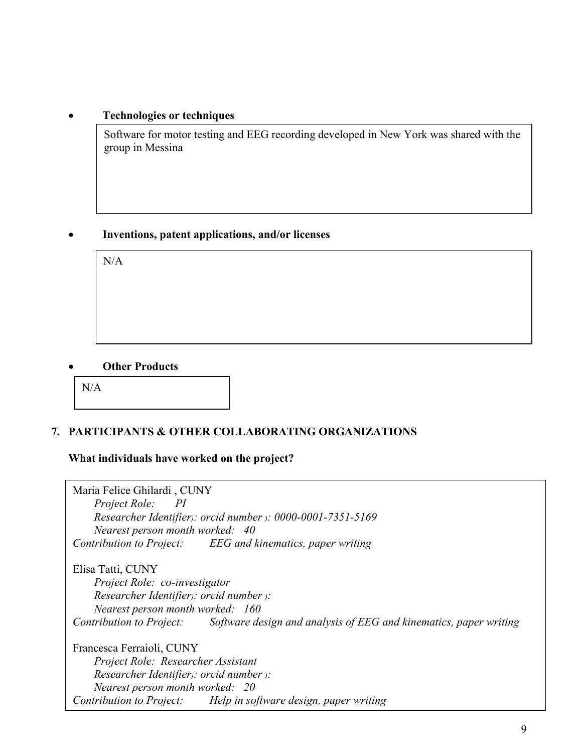- **Technologies or techniques**

Software for motor testing and EEG recording developed in New York was shared with the group in Messina

- **Inventions, patent applications, and/or licenses**

N/A

- **Other Products**

N/A

## 7. PARTICIPANTS & OTHER COLLABORATING ORGANIZATIONS

**What individuals have worked on the project?**

Maria Felice Ghilardi , CUNY
*Project Role: PI*
*Researcher Identifier): orcid number ): 0000-0001-7351-5169*
*Nearest person month worked: 40*
*Contribution to Project: EEG and kinematics, paper writing*

Elisa Tatti, CUNY
*Project Role: co-investigator*
*Researcher Identifier): orcid number ):*
*Nearest person month worked: 160*
*Contribution to Project: Software design and analysis of EEG and kinematics, paper writing*

Francesca Ferraioli, CUNY
*Project Role: Researcher Assistant*
*Researcher Identifier): orcid number ):*
*Nearest person month worked: 20*
*Contribution to Project: Help in software design, paper writing*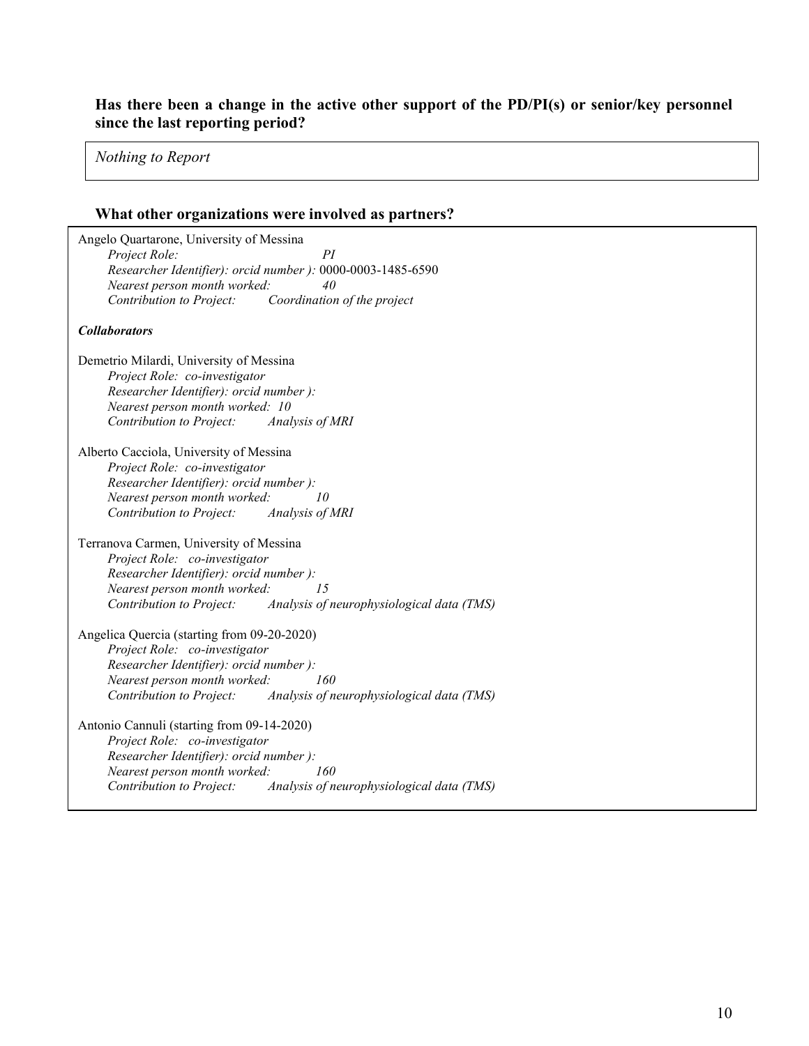### Has there been a change in the active other support of the PD/PI(s) or senior/key personnel since the last reporting period?

*Nothing to Report*

### What other organizations were involved as partners?

Angelo Quartarone, University of Messina
*Project Role:* *PI*
*Researcher Identifier): orcid number ):* 0000-0003-1485-6590
*Nearest person month worked:* *40*
*Contribution to Project:* *Coordination of the project*

***Collaborators***

Demetrio Milardi, University of Messina
*Project Role: co-investigator*
*Researcher Identifier): orcid number ):*
*Nearest person month worked: 10*
*Contribution to Project:* *Analysis of MRI*

Alberto Cacciola, University of Messina
*Project Role: co-investigator*
*Researcher Identifier): orcid number ):*
*Nearest person month worked:* *10*
*Contribution to Project:* *Analysis of MRI*

Terranova Carmen, University of Messina
*Project Role: co-investigator*
*Researcher Identifier): orcid number ):*
*Nearest person month worked:* *15*
*Contribution to Project:* *Analysis of neurophysiological data (TMS)*

Angelica Quercia (starting from 09-20-2020)
*Project Role: co-investigator*
*Researcher Identifier): orcid number ):*
*Nearest person month worked:* *160*
*Contribution to Project:* *Analysis of neurophysiological data (TMS)*

Antonio Cannuli (starting from 09-14-2020)
*Project Role: co-investigator*
*Researcher Identifier): orcid number ):*
*Nearest person month worked:* *160*
*Contribution to Project:* *Analysis of neurophysiological data (TMS)*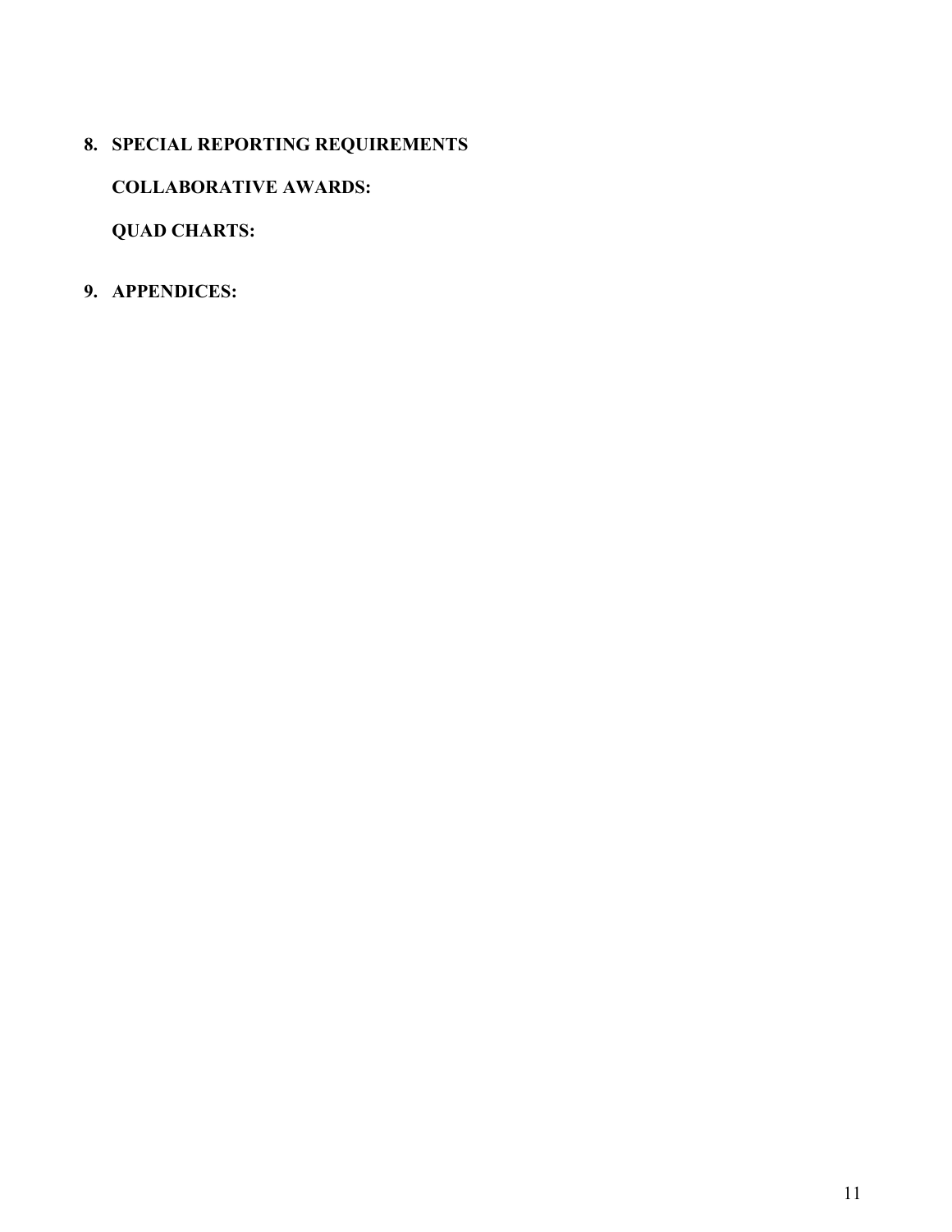## 8. SPECIAL REPORTING REQUIREMENTS

**COLLABORATIVE AWARDS:**

**QUAD CHARTS:**

## 9. APPENDICES: